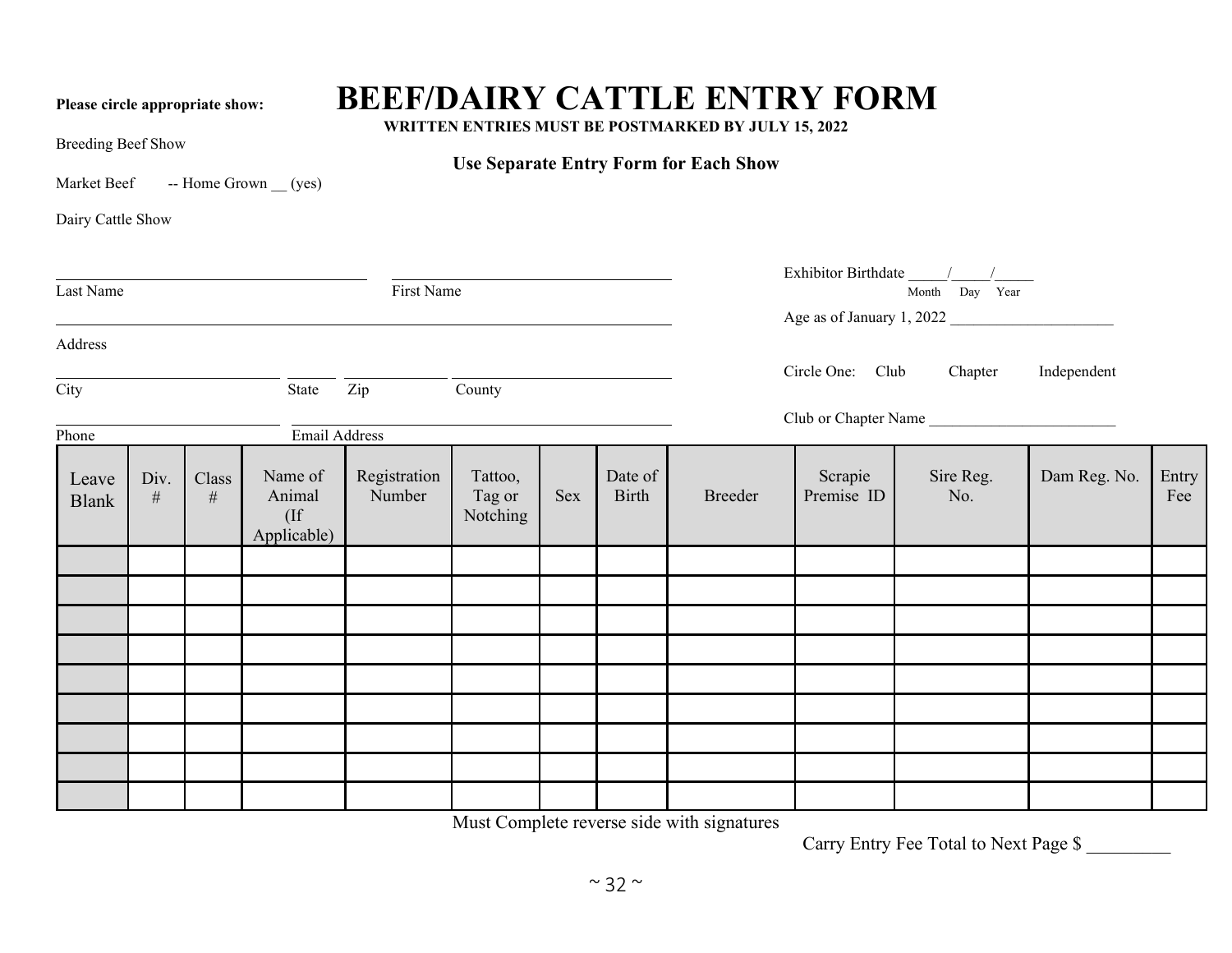**Please circle appropriate show:**

# BEEF/DAIRY CATTLE ENTRY FORM

**WRITTEN ENTRIES MUST BE POSTMARKED BY JULY 15, 2022**

**Use Separate Entry Form for Each Show**

Breeding Beef Show

Market Beef -- Home Grown __ (yes)

Dairy Cattle Show

_______________________________ Last Name

_______________________________ First Name

_______________________________ Address

_______________ City _____ State _______ Zip _______________ County

_______________ Phone _______________________________ Email Address

Exhibitor Birthdate _____/_____/_____ (Month Day Year)

Age as of January 1, 2022 ____________________

Circle One: Club Chapter Independent

Club or Chapter Name ________________________

| Leave Blank | Div. # | Class # | Name of Animal (If Applicable) | Registration Number | Tattoo, Tag or Notching | Sex | Date of Birth | Breeder | Scrapie Premise ID | Sire Reg. No. | Dam Reg. No. | Entry Fee |
|---|---|---|---|---|---|---|---|---|---|---|---|---|
| | | | | | | | | | | | | |
| | | | | | | | | | | | | |
| | | | | | | | | | | | | |
| | | | | | | | | | | | | |
| | | | | | | | | | | | | |
| | | | | | | | | | | | | |
| | | | | | | | | | | | | |
| | | | | | | | | | | | | |
| | | | | | | | | | | | | |

Must Complete reverse side with signatures

Carry Entry Fee Total to Next Page $ _________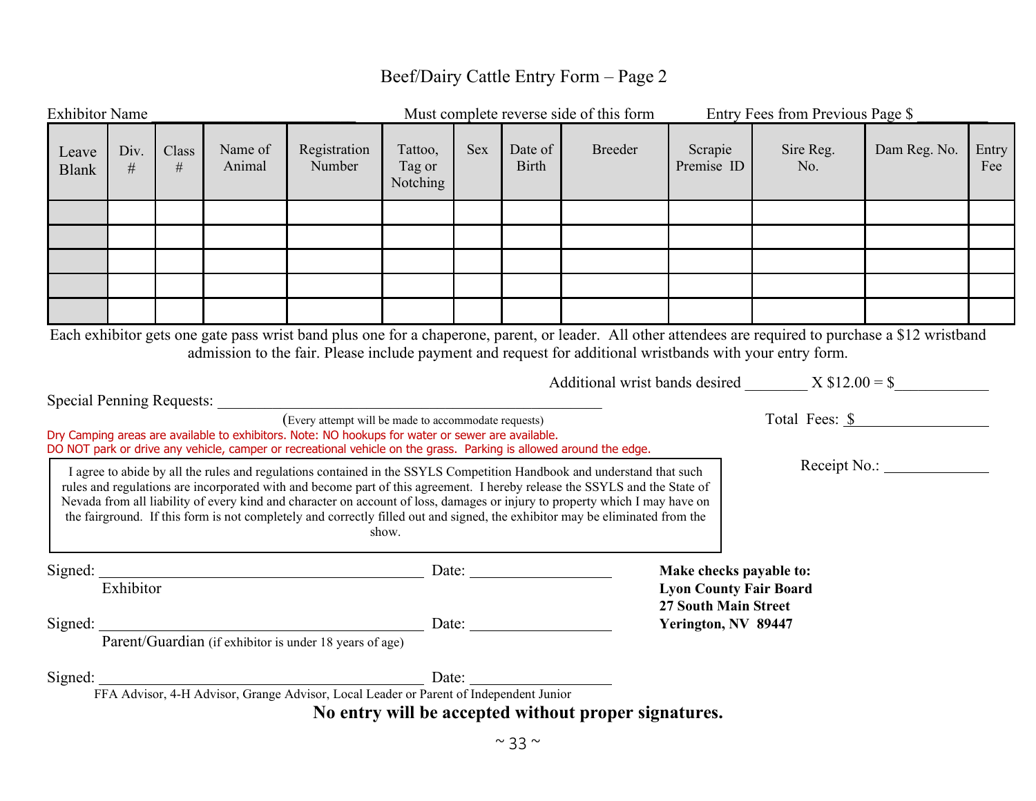# Beef/Dairy Cattle Entry Form – Page 2

Exhibitor Name ____________________ Must complete reverse side of this form Entry Fees from Previous Page $ __________

| Leave Blank | Div. # | Class # | Name of Animal | Registration Number | Tattoo, Tag or Notching | Sex | Date of Birth | Breeder | Scrapie Premise ID | Sire Reg. No. | Dam Reg. No. | Entry Fee |
|---|---|---|---|---|---|---|---|---|---|---|---|---|
| | | | | | | | | | | | | |
| | | | | | | | | | | | | |
| | | | | | | | | | | | | |
| | | | | | | | | | | | | |
| | | | | | | | | | | | | |

Each exhibitor gets one gate pass wrist band plus one for a chaperone, parent, or leader. All other attendees are required to purchase a $12 wristband admission to the fair. Please include payment and request for additional wristbands with your entry form.

Additional wrist bands desired ________ X $12.00 = $____________

Special Penning Requests: ____________________________________________

(Every attempt will be made to accommodate requests)

Total Fees: $__________________

Dry Camping areas are available to exhibitors. Note: NO hookups for water or sewer are available.
DO NOT park or drive any vehicle, camper or recreational vehicle on the grass. Parking is allowed around the edge.

Receipt No.: ______________

> I agree to abide by all the rules and regulations contained in the SSYLS Competition Handbook and understand that such rules and regulations are incorporated with and become part of this agreement. I hereby release the SSYLS and the State of Nevada from all liability of every kind and character on account of loss, damages or injury to property which I may have on the fairground. If this form is not completely and correctly filled out and signed, the exhibitor may be eliminated from the show.

Signed: ________________________________________ Date: __________________
Exhibitor

Signed: ________________________________________ Date: __________________
Parent/Guardian (if exhibitor is under 18 years of age)

Signed: ________________________________________ Date: __________________
FFA Advisor, 4-H Advisor, Grange Advisor, Local Leader or Parent of Independent Junior

**Make checks payable to:**
**Lyon County Fair Board**
**27 South Main Street**
**Yerington, NV 89447**

**No entry will be accepted without proper signatures.**